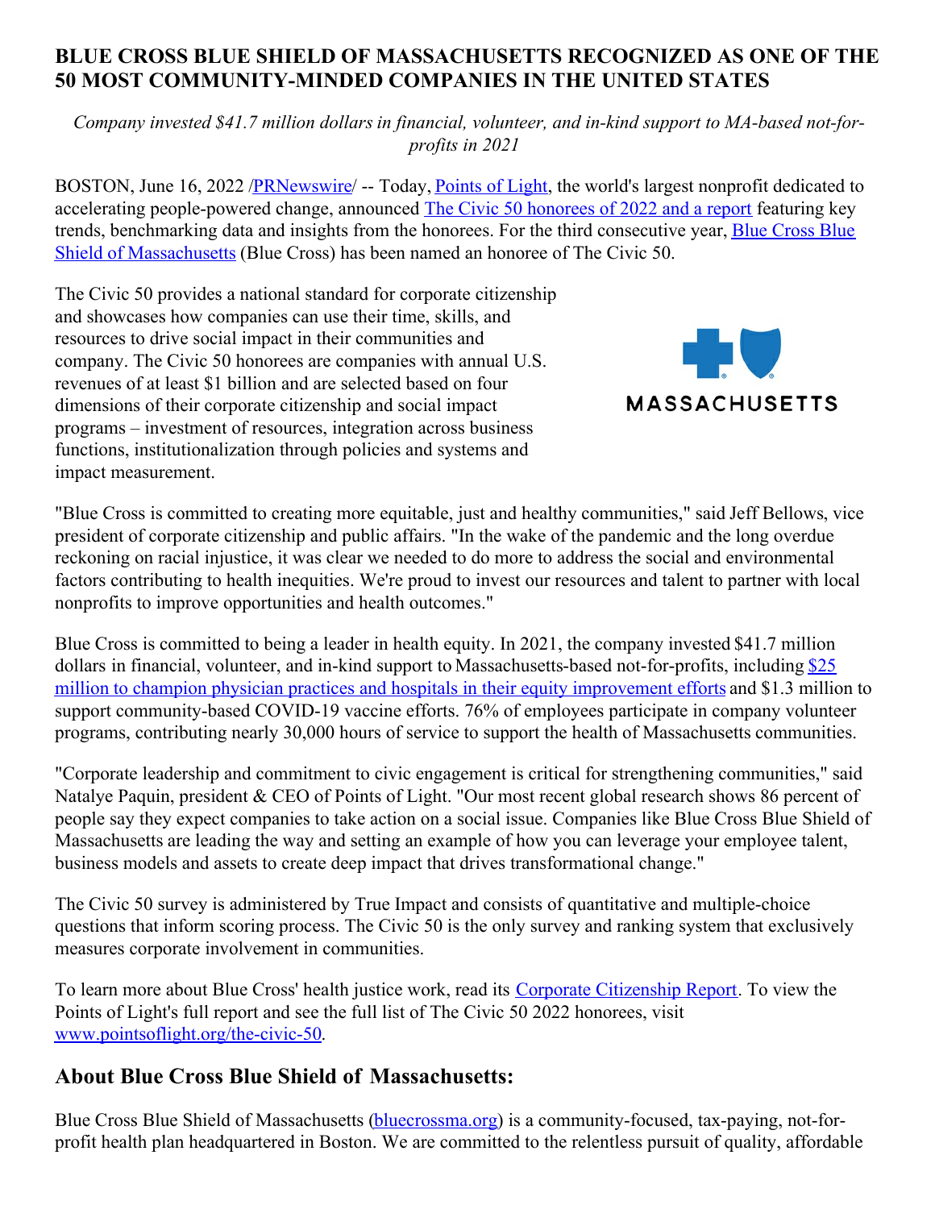# BLUE CROSS BLUE SHIELD OF MASSACHUSETTS RECOGNIZED AS ONE OF THE 50 MOST COMMUNITY-MINDED COMPANIES IN THE UNITED STATES

*Company invested $41.7 million dollars in financial, volunteer, and in-kind support to MA-based not-for-profits in 2021*

BOSTON, June 16, 2022 /PRNewswire/ -- Today, Points of Light, the world's largest nonprofit dedicated to accelerating people-powered change, announced The Civic 50 honorees of 2022 and a report featuring key trends, benchmarking data and insights from the honorees. For the third consecutive year, Blue Cross Blue Shield of Massachusetts (Blue Cross) has been named an honoree of The Civic 50.

The Civic 50 provides a national standard for corporate citizenship and showcases how companies can use their time, skills, and resources to drive social impact in their communities and company. The Civic 50 honorees are companies with annual U.S. revenues of at least $1 billion and are selected based on four dimensions of their corporate citizenship and social impact programs – investment of resources, integration across business functions, institutionalization through policies and systems and impact measurement.

"Blue Cross is committed to creating more equitable, just and healthy communities," said Jeff Bellows, vice president of corporate citizenship and public affairs. "In the wake of the pandemic and the long overdue reckoning on racial injustice, it was clear we needed to do more to address the social and environmental factors contributing to health inequities. We're proud to invest our resources and talent to partner with local nonprofits to improve opportunities and health outcomes."

Blue Cross is committed to being a leader in health equity. In 2021, the company invested $41.7 million dollars in financial, volunteer, and in-kind support to Massachusetts-based not-for-profits, including $25 million to champion physician practices and hospitals in their equity improvement efforts and $1.3 million to support community-based COVID-19 vaccine efforts. 76% of employees participate in company volunteer programs, contributing nearly 30,000 hours of service to support the health of Massachusetts communities.

"Corporate leadership and commitment to civic engagement is critical for strengthening communities," said Natalye Paquin, president & CEO of Points of Light. "Our most recent global research shows 86 percent of people say they expect companies to take action on a social issue. Companies like Blue Cross Blue Shield of Massachusetts are leading the way and setting an example of how you can leverage your employee talent, business models and assets to create deep impact that drives transformational change."

The Civic 50 survey is administered by True Impact and consists of quantitative and multiple-choice questions that inform scoring process. The Civic 50 is the only survey and ranking system that exclusively measures corporate involvement in communities.

To learn more about Blue Cross' health justice work, read its Corporate Citizenship Report. To view the Points of Light's full report and see the full list of The Civic 50 2022 honorees, visit www.pointsoflight.org/the-civic-50.

## About Blue Cross Blue Shield of Massachusetts:

Blue Cross Blue Shield of Massachusetts (bluecrossma.org) is a community-focused, tax-paying, not-for-profit health plan headquartered in Boston. We are committed to the relentless pursuit of quality, affordable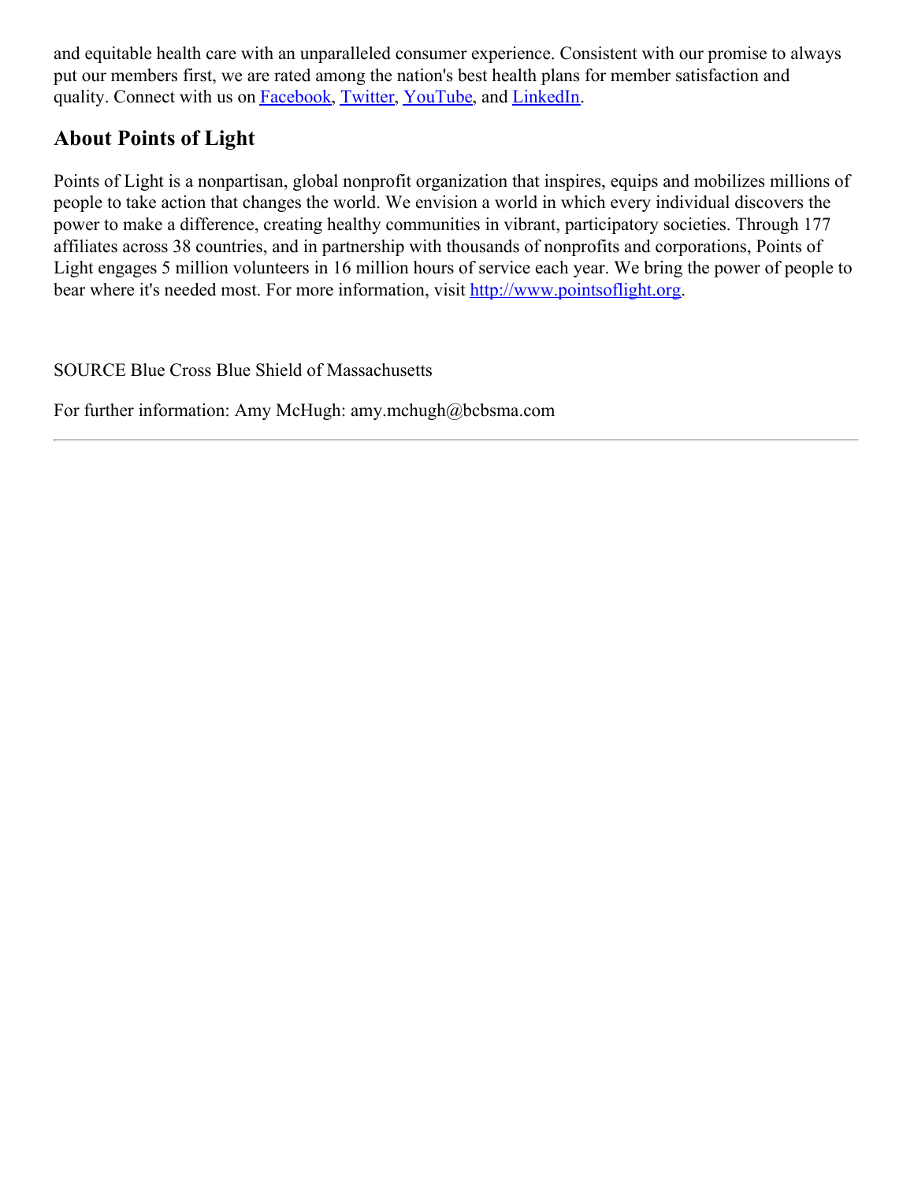and equitable health care with an unparalleled consumer experience. Consistent with our promise to always put our members first, we are rated among the nation's best health plans for member satisfaction and quality. Connect with us on Facebook, Twitter, YouTube, and LinkedIn.

## About Points of Light

Points of Light is a nonpartisan, global nonprofit organization that inspires, equips and mobilizes millions of people to take action that changes the world. We envision a world in which every individual discovers the power to make a difference, creating healthy communities in vibrant, participatory societies. Through 177 affiliates across 38 countries, and in partnership with thousands of nonprofits and corporations, Points of Light engages 5 million volunteers in 16 million hours of service each year. We bring the power of people to bear where it's needed most. For more information, visit http://www.pointsoflight.org.

SOURCE Blue Cross Blue Shield of Massachusetts

For further information: Amy McHugh: amy.mchugh@bcbsma.com